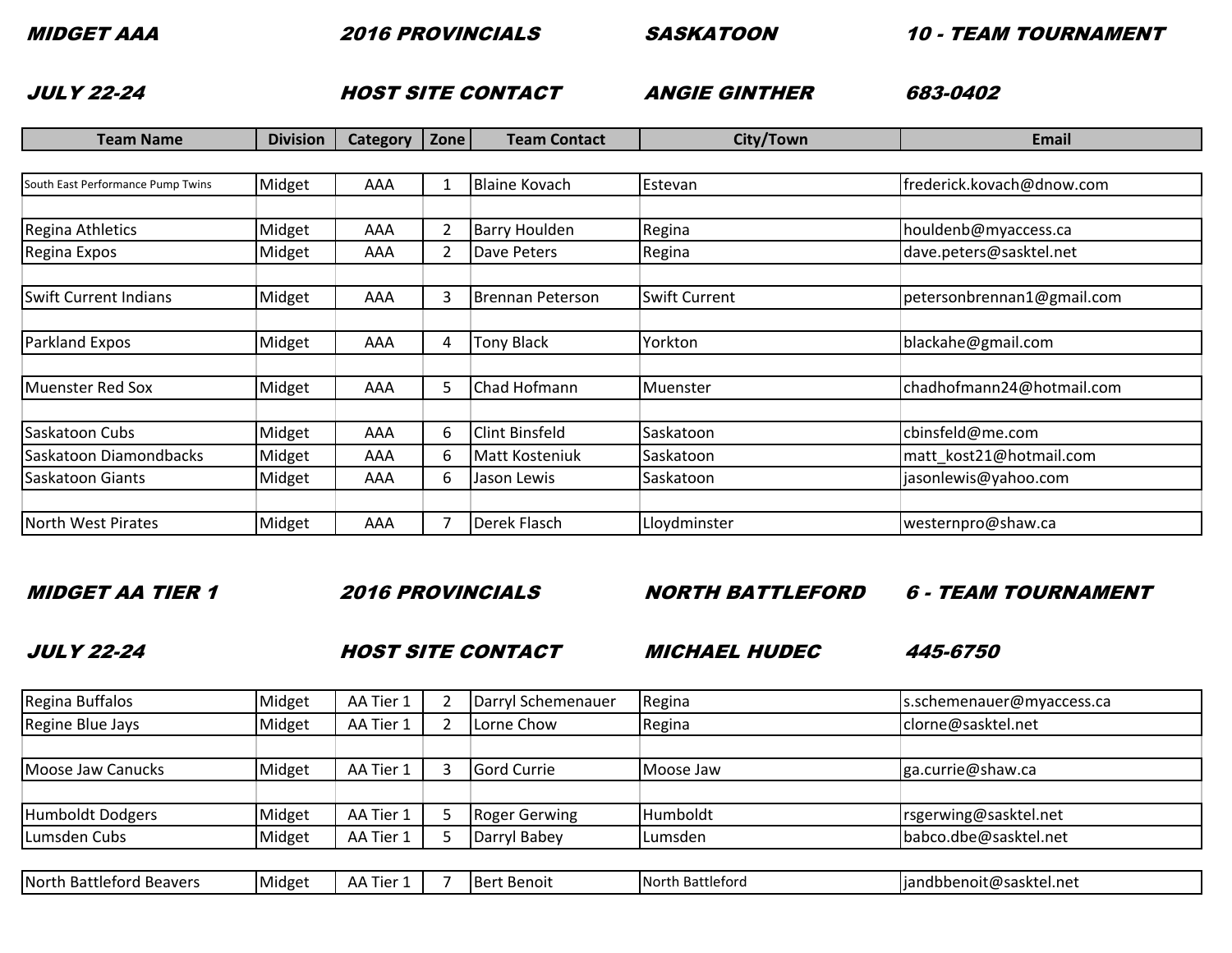**MIDGET AAA** | **2016 PROVINCIALS** | **SASKATOON** | **10 - TEAM TOURNAMENT**

**JULY 22-24** | **HOST SITE CONTACT** | **ANGIE GINTHER** | **683-0402**

| Team Name | Division | Category | Zone | Team Contact | City/Town | Email |
|---|---|---|---|---|---|---|
| South East Performance Pump Twins | Midget | AAA | 1 | Blaine Kovach | Estevan | frederick.kovach@dnow.com |
| Regina Athletics | Midget | AAA | 2 | Barry Houlden | Regina | houldenb@myaccess.ca |
| Regina Expos | Midget | AAA | 2 | Dave Peters | Regina | dave.peters@sasktel.net |
| Swift Current Indians | Midget | AAA | 3 | Brennan Peterson | Swift Current | petersonbrennan1@gmail.com |
| Parkland Expos | Midget | AAA | 4 | Tony Black | Yorkton | blackahe@gmail.com |
| Muenster Red Sox | Midget | AAA | 5 | Chad Hofmann | Muenster | chadhofmann24@hotmail.com |
| Saskatoon Cubs | Midget | AAA | 6 | Clint Binsfeld | Saskatoon | cbinsfeld@me.com |
| Saskatoon Diamondbacks | Midget | AAA | 6 | Matt Kosteniuk | Saskatoon | matt_kost21@hotmail.com |
| Saskatoon Giants | Midget | AAA | 6 | Jason Lewis | Saskatoon | jasonlewis@yahoo.com |
| North West Pirates | Midget | AAA | 7 | Derek Flasch | Lloydminster | westernpro@shaw.ca |

**MIDGET AA TIER 1** | **2016 PROVINCIALS** | **NORTH BATTLEFORD** | **6 - TEAM TOURNAMENT**

**JULY 22-24** | **HOST SITE CONTACT** | **MICHAEL HUDEC** | **445-6750**

| Team Name | Division | Category | Zone | Team Contact | City/Town | Email |
|---|---|---|---|---|---|---|
| Regina Buffalos | Midget | AA Tier 1 | 2 | Darryl Schemenauer | Regina | s.schemenauer@myaccess.ca |
| Regine Blue Jays | Midget | AA Tier 1 | 2 | Lorne Chow | Regina | clorne@sasktel.net |
| Moose Jaw Canucks | Midget | AA Tier 1 | 3 | Gord Currie | Moose Jaw | ga.currie@shaw.ca |
| Humboldt Dodgers | Midget | AA Tier 1 | 5 | Roger Gerwing | Humboldt | rsgerwing@sasktel.net |
| Lumsden Cubs | Midget | AA Tier 1 | 5 | Darryl Babey | Lumsden | babco.dbe@sasktel.net |
| North Battleford Beavers | Midget | AA Tier 1 | 7 | Bert Benoit | North Battleford | jandbbenoit@sasktel.net |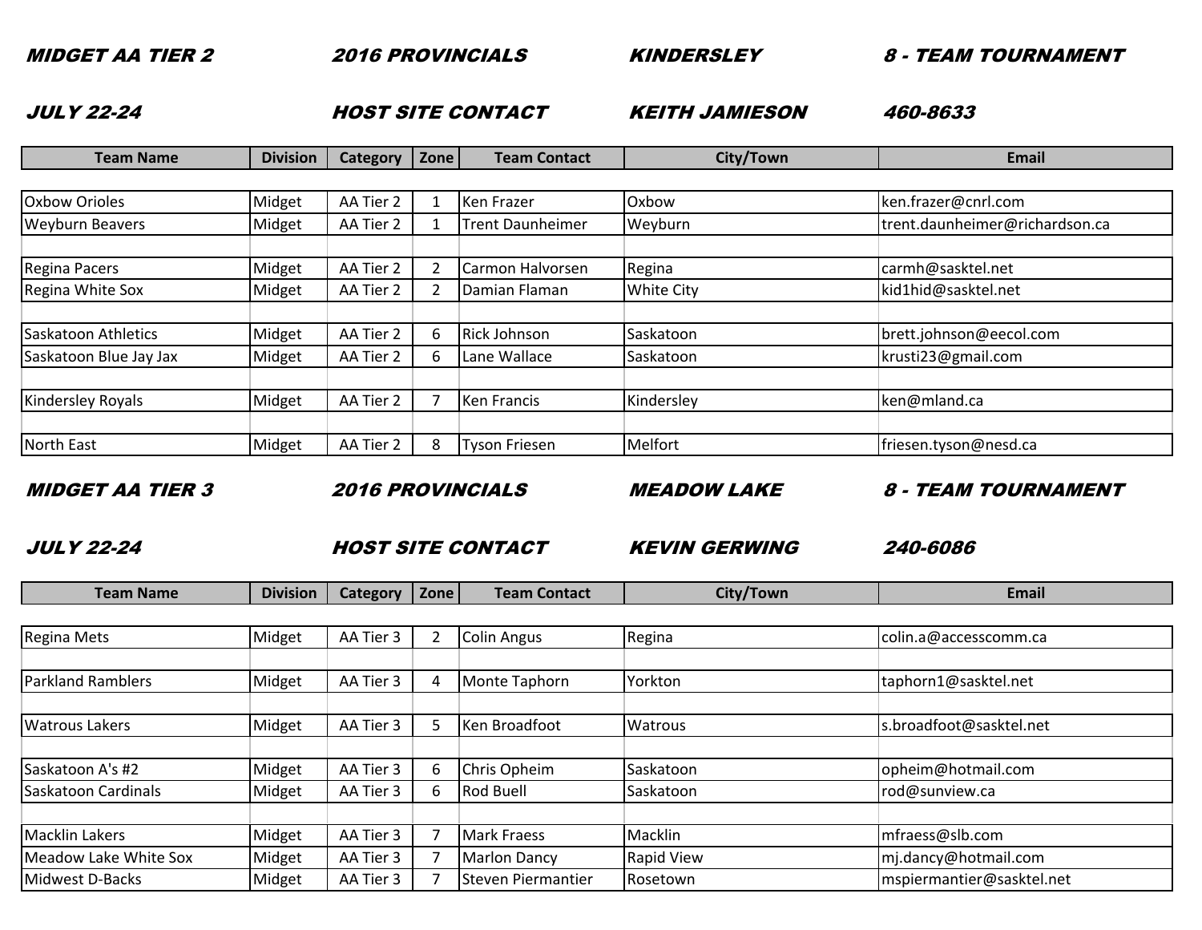## MIDGET AA TIER 2 — 2016 PROVINCIALS — KINDERSLEY — 8 - TEAM TOURNAMENT

**JULY 22-24 — HOST SITE CONTACT — KEITH JAMIESON — 460-8633**

| Team Name | Division | Category | Zone | Team Contact | City/Town | Email |
|---|---|---|---|---|---|---|
| Oxbow Orioles | Midget | AA Tier 2 | 1 | Ken Frazer | Oxbow | ken.frazer@cnrl.com |
| Weyburn Beavers | Midget | AA Tier 2 | 1 | Trent Daunheimer | Weyburn | trent.daunheimer@richardson.ca |
| | | | | | | |
| Regina Pacers | Midget | AA Tier 2 | 2 | Carmon Halvorsen | Regina | carmh@sasktel.net |
| Regina White Sox | Midget | AA Tier 2 | 2 | Damian Flaman | White City | kid1hid@sasktel.net |
| | | | | | | |
| Saskatoon Athletics | Midget | AA Tier 2 | 6 | Rick Johnson | Saskatoon | brett.johnson@eecol.com |
| Saskatoon Blue Jay Jax | Midget | AA Tier 2 | 6 | Lane Wallace | Saskatoon | krusti23@gmail.com |
| | | | | | | |
| Kindersley Royals | Midget | AA Tier 2 | 7 | Ken Francis | Kindersley | ken@mland.ca |
| | | | | | | |
| North East | Midget | AA Tier 2 | 8 | Tyson Friesen | Melfort | friesen.tyson@nesd.ca |

## MIDGET AA TIER 3 — 2016 PROVINCIALS — MEADOW LAKE — 8 - TEAM TOURNAMENT

**JULY 22-24 — HOST SITE CONTACT — KEVIN GERWING — 240-6086**

| Team Name | Division | Category | Zone | Team Contact | City/Town | Email |
|---|---|---|---|---|---|---|
| Regina Mets | Midget | AA Tier 3 | 2 | Colin Angus | Regina | colin.a@accesscomm.ca |
| | | | | | | |
| Parkland Ramblers | Midget | AA Tier 3 | 4 | Monte Taphorn | Yorkton | taphorn1@sasktel.net |
| | | | | | | |
| Watrous Lakers | Midget | AA Tier 3 | 5 | Ken Broadfoot | Watrous | s.broadfoot@sasktel.net |
| | | | | | | |
| Saskatoon A's #2 | Midget | AA Tier 3 | 6 | Chris Opheim | Saskatoon | opheim@hotmail.com |
| Saskatoon Cardinals | Midget | AA Tier 3 | 6 | Rod Buell | Saskatoon | rod@sunview.ca |
| | | | | | | |
| Macklin Lakers | Midget | AA Tier 3 | 7 | Mark Fraess | Macklin | mfraess@slb.com |
| Meadow Lake White Sox | Midget | AA Tier 3 | 7 | Marlon Dancy | Rapid View | mj.dancy@hotmail.com |
| Midwest D-Backs | Midget | AA Tier 3 | 7 | Steven Piermantier | Rosetown | mspiermantier@sasktel.net |